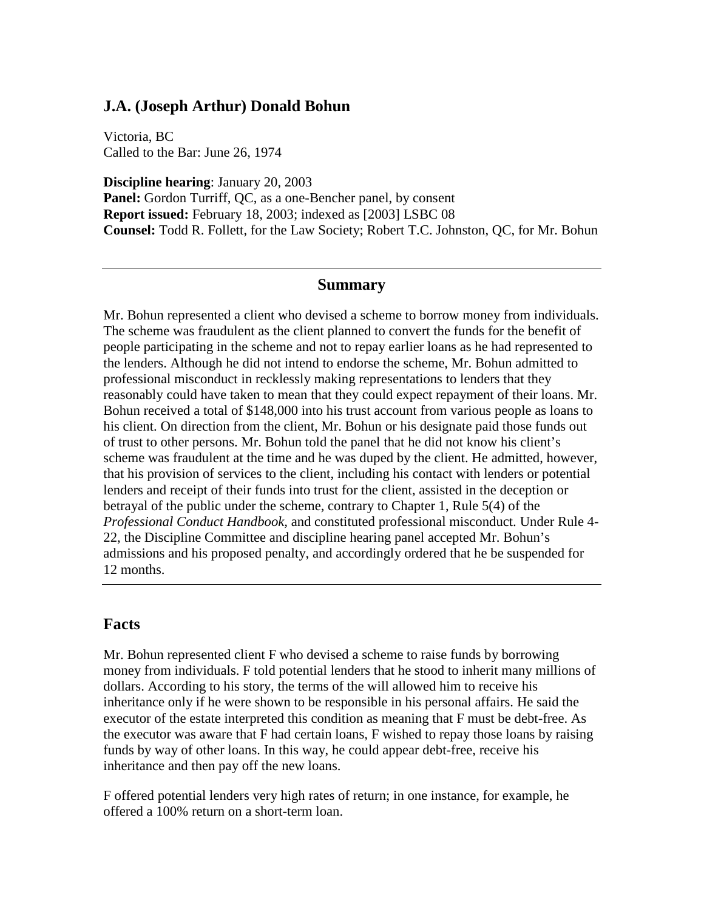## J.A. (Joseph Arthur) Donald Bohun

Victoria, BC
Called to the Bar: June 26, 1974

**Discipline hearing**: January 20, 2003
**Panel:** Gordon Turriff, QC, as a one-Bencher panel, by consent
**Report issued:** February 18, 2003; indexed as [2003] LSBC 08
**Counsel:** Todd R. Follett, for the Law Society; Robert T.C. Johnston, QC, for Mr. Bohun

---

### Summary

Mr. Bohun represented a client who devised a scheme to borrow money from individuals. The scheme was fraudulent as the client planned to convert the funds for the benefit of people participating in the scheme and not to repay earlier loans as he had represented to the lenders. Although he did not intend to endorse the scheme, Mr. Bohun admitted to professional misconduct in recklessly making representations to lenders that they reasonably could have taken to mean that they could expect repayment of their loans. Mr. Bohun received a total of $148,000 into his trust account from various people as loans to his client. On direction from the client, Mr. Bohun or his designate paid those funds out of trust to other persons. Mr. Bohun told the panel that he did not know his client's scheme was fraudulent at the time and he was duped by the client. He admitted, however, that his provision of services to the client, including his contact with lenders or potential lenders and receipt of their funds into trust for the client, assisted in the deception or betrayal of the public under the scheme, contrary to Chapter 1, Rule 5(4) of the *Professional Conduct Handbook,* and constituted professional misconduct. Under Rule 4-22, the Discipline Committee and discipline hearing panel accepted Mr. Bohun's admissions and his proposed penalty, and accordingly ordered that he be suspended for 12 months.

---

## Facts

Mr. Bohun represented client F who devised a scheme to raise funds by borrowing money from individuals. F told potential lenders that he stood to inherit many millions of dollars. According to his story, the terms of the will allowed him to receive his inheritance only if he were shown to be responsible in his personal affairs. He said the executor of the estate interpreted this condition as meaning that F must be debt-free. As the executor was aware that F had certain loans, F wished to repay those loans by raising funds by way of other loans. In this way, he could appear debt-free, receive his inheritance and then pay off the new loans.

F offered potential lenders very high rates of return; in one instance, for example, he offered a 100% return on a short-term loan.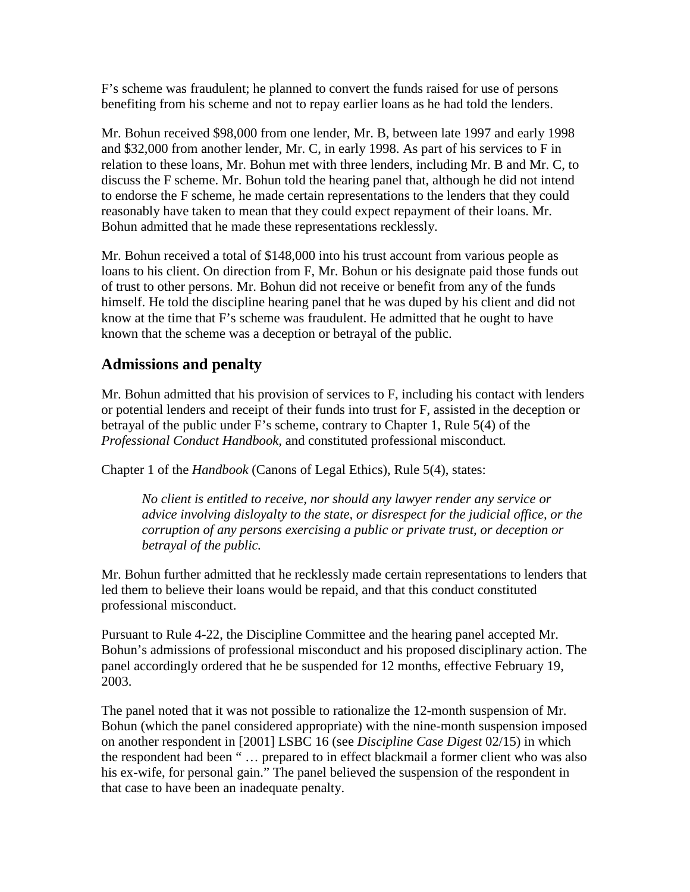F's scheme was fraudulent; he planned to convert the funds raised for use of persons benefiting from his scheme and not to repay earlier loans as he had told the lenders.

Mr. Bohun received $98,000 from one lender, Mr. B, between late 1997 and early 1998 and $32,000 from another lender, Mr. C, in early 1998. As part of his services to F in relation to these loans, Mr. Bohun met with three lenders, including Mr. B and Mr. C, to discuss the F scheme. Mr. Bohun told the hearing panel that, although he did not intend to endorse the F scheme, he made certain representations to the lenders that they could reasonably have taken to mean that they could expect repayment of their loans. Mr. Bohun admitted that he made these representations recklessly.

Mr. Bohun received a total of $148,000 into his trust account from various people as loans to his client. On direction from F, Mr. Bohun or his designate paid those funds out of trust to other persons. Mr. Bohun did not receive or benefit from any of the funds himself. He told the discipline hearing panel that he was duped by his client and did not know at the time that F's scheme was fraudulent. He admitted that he ought to have known that the scheme was a deception or betrayal of the public.

## Admissions and penalty

Mr. Bohun admitted that his provision of services to F, including his contact with lenders or potential lenders and receipt of their funds into trust for F, assisted in the deception or betrayal of the public under F's scheme, contrary to Chapter 1, Rule 5(4) of the *Professional Conduct Handbook*, and constituted professional misconduct.

Chapter 1 of the *Handbook* (Canons of Legal Ethics), Rule 5(4), states:

> *No client is entitled to receive, nor should any lawyer render any service or advice involving disloyalty to the state, or disrespect for the judicial office, or the corruption of any persons exercising a public or private trust, or deception or betrayal of the public.*

Mr. Bohun further admitted that he recklessly made certain representations to lenders that led them to believe their loans would be repaid, and that this conduct constituted professional misconduct.

Pursuant to Rule 4-22, the Discipline Committee and the hearing panel accepted Mr. Bohun's admissions of professional misconduct and his proposed disciplinary action. The panel accordingly ordered that he be suspended for 12 months, effective February 19, 2003.

The panel noted that it was not possible to rationalize the 12-month suspension of Mr. Bohun (which the panel considered appropriate) with the nine-month suspension imposed on another respondent in [2001] LSBC 16 (see *Discipline Case Digest* 02/15) in which the respondent had been " … prepared to in effect blackmail a former client who was also his ex-wife, for personal gain." The panel believed the suspension of the respondent in that case to have been an inadequate penalty.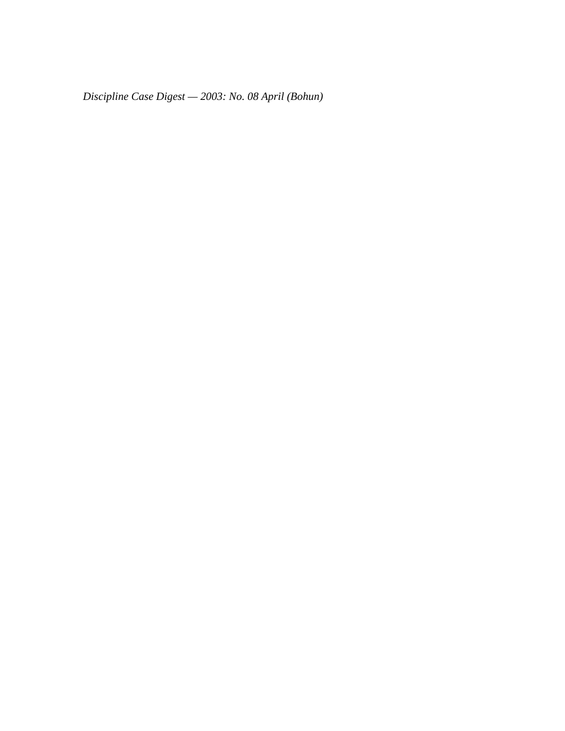*Discipline Case Digest — 2003: No. 08 April (Bohun)*